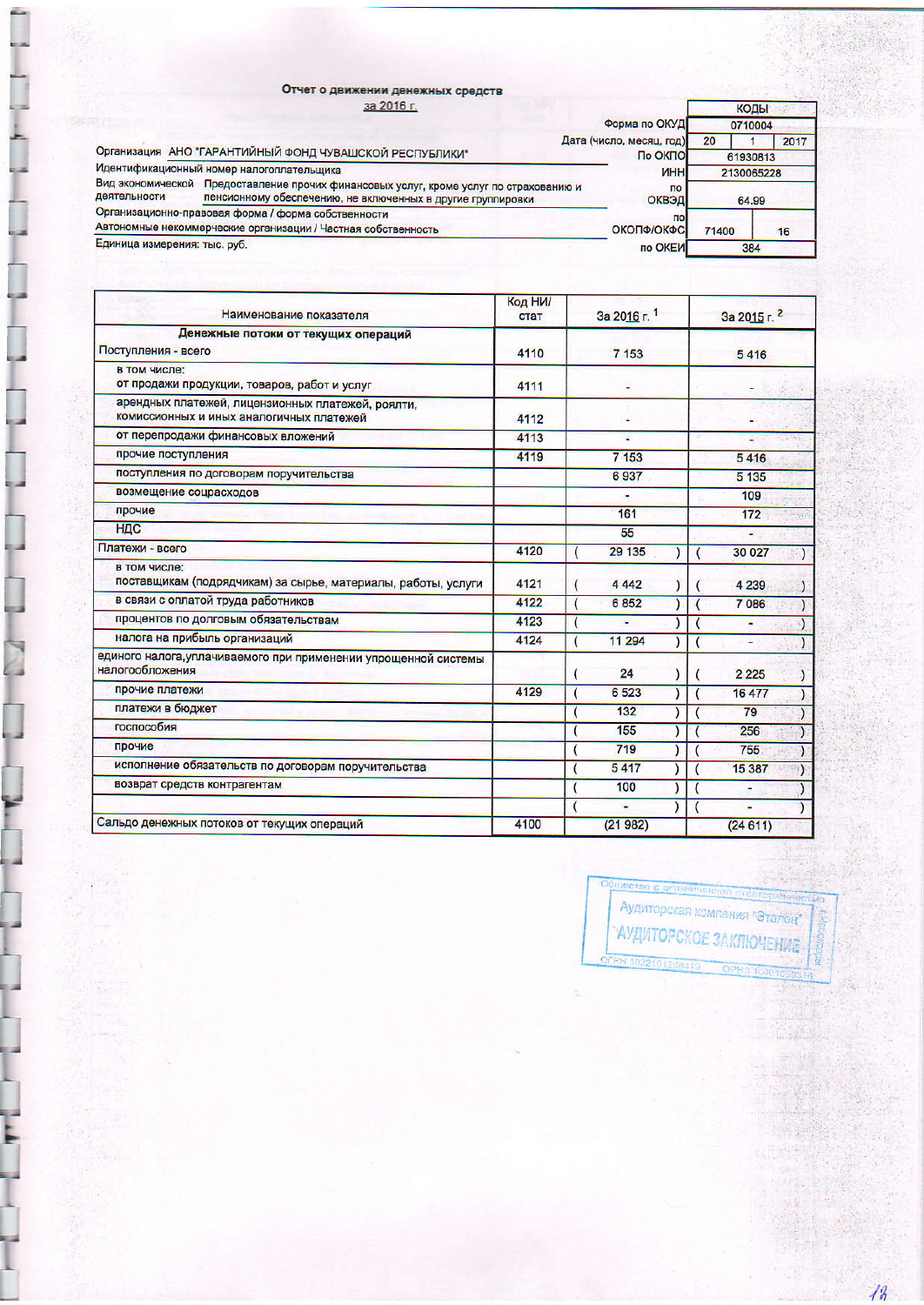# Отчет о движении денежных средств

за 2016 г.

| | КОДЫ | | |
|---|---|---|---|
| Форма по ОКУД | 0710004 | | |
| Дата (число, месяц, год) | 20 | 1 | 2017 |
| По ОКПО | 61930813 | | |
| ИНН | 2130065228 | | |
| по ОКВЭД | 64.99 | | |
| по ОКОПФ/ОКФС | 71400 | 16 | |
| по ОКЕИ | 384 | | |

Организация АНО "ГАРАНТИЙНЫЙ ФОНД ЧУВАШСКОЙ РЕСПУБЛИКИ"

Идентификационный номер налогоплательщика

Вид экономической деятельности: Предоставление прочих финансовых услуг, кроме услуг по страхованию и пенсионному обеспечению, не включенных в другие группировки

Организационно-правовая форма / форма собственности: Автономные некоммерческие организации / Частная собственность

Единица измерения: тыс. руб.

| Наименование показателя | Код НИ/стат | За 2016 г. [1] | За 2015 г. [2] |
|---|---|---|---|
| **Денежные потоки от текущих операций** | | | |
| Поступления - всего | 4110 | 7 153 | 5 416 |
| в том числе: от продажи продукции, товаров, работ и услуг | 4111 | - | - |
| арендных платежей, лицензионных платежей, роялти, комиссионных и иных аналогичных платежей | 4112 | - | - |
| от перепродажи финансовых вложений | 4113 | - | - |
| прочие поступления | 4119 | 7 153 | 5 416 |
| поступления по договорам поручительства | | 6 937 | 5 135 |
| возмещение соцрасходов | | - | 109 |
| прочие | | 161 | 172 |
| НДС | | 55 | - |
| Платежи - всего | 4120 | ( 29 135 ) | ( 30 027 ) |
| в том числе: поставщикам (подрядчикам) за сырье, материалы, работы, услуги | 4121 | ( 4 442 ) | ( 4 239 ) |
| в связи с оплатой труда работников | 4122 | ( 6 852 ) | ( 7 086 ) |
| процентов по долговым обязательствам | 4123 | ( - ) | ( - ) |
| налога на прибыль организаций | 4124 | ( 11 294 ) | ( - ) |
| единого налога,уплачиваемого при применении упрощенной системы налогообложения | | ( 24 ) | ( 2 225 ) |
| прочие платежи | 4129 | ( 6 523 ) | ( 16 477 ) |
| платежи в бюджет | | ( 132 ) | ( 79 ) |
| госпособия | | ( 155 ) | ( 256 ) |
| прочие | | ( 719 ) | ( 755 ) |
| исполнение обязательств по договорам поручительства | | ( 5 417 ) | ( 15 387 ) |
| возврат средств контрагентам | | ( 100 ) | ( - ) |
| | | ( - ) | ( - ) |
| Сальдо денежных потоков от текущих операций | 4100 | (21 982) | (24 611) |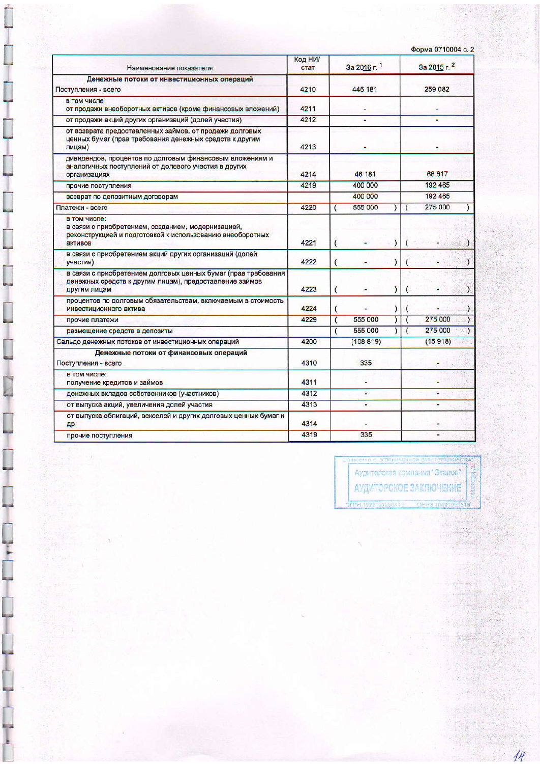Форма 0710004 с. 2

| Наименование показателя | Код НИ/стат | За 2016 г. [1] | За 2015 г. [2] |
|---|---|---|---|
| **Денежные потоки от инвестиционных операций** | | | |
| Поступления - всего | 4210 | 446 181 | 259 082 |
| в том числе от продажи внеоборотных активов (кроме финансовых вложений) | 4211 | - | - |
| от продажи акций других организаций (долей участия) | 4212 | - | - |
| от возврата предоставленных займов, от продажи долговых ценных бумаг (прав требования денежных средств к другим лицам) | 4213 | - | - |
| дивидендов, процентов по долговым финансовым вложениям и аналогичных поступлений от долевого участия в других организациях | 4214 | 46 181 | 66 617 |
| прочие поступления | 4219 | 400 000 | 192 465 |
| возврат по депозитным договорам | | 400 000 | 192 465 |
| Платежи - всего | 4220 | ( 555 000 ) | ( 275 000 ) |
| в том числе: в связи с приобретением, созданием, модернизацией, реконструкцией и подготовкой к использованию внеоборотных активов | 4221 | ( - ) | ( - ) |
| в связи с приобретением акций других организаций (долей участия) | 4222 | ( - ) | ( - ) |
| в связи с приобретением долговых ценных бумаг (прав требования денежных средств к другим лицам), предоставление займов другим лицам | 4223 | ( - ) | ( - ) |
| процентов по долговым обязательствам, включаемым в стоимость инвестиционного актива | 4224 | ( - ) | ( - ) |
| прочие платежи | 4229 | ( 555 000 ) | ( 275 000 ) |
| размещение средств в депозиты | | ( 555 000 ) | ( 275 000 ) |
| Сальдо денежных потоков от инвестиционных операций | 4200 | (108 819) | (15 918) |
| **Денежные потоки от финансовых операций** | | | |
| Поступления - всего | 4310 | 335 | - |
| в том числе: получение кредитов и займов | 4311 | - | - |
| денежных вкладов собственников (участников) | 4312 | - | - |
| от выпуска акций, увеличения долей участия | 4313 | - | - |
| от выпуска облигаций, векселей и других долговых ценных бумаг и др. | 4314 | - | - |
| прочие поступления | 4319 | 335 | - |

Общество с ограниченной ответственностью Аудиторская компания "Эталон" г. Чебоксары АУДИТОРСКОЕ ЗАКЛЮЧЕНИЕ ОГРН 1022101268413 ОГНЗ 10401000316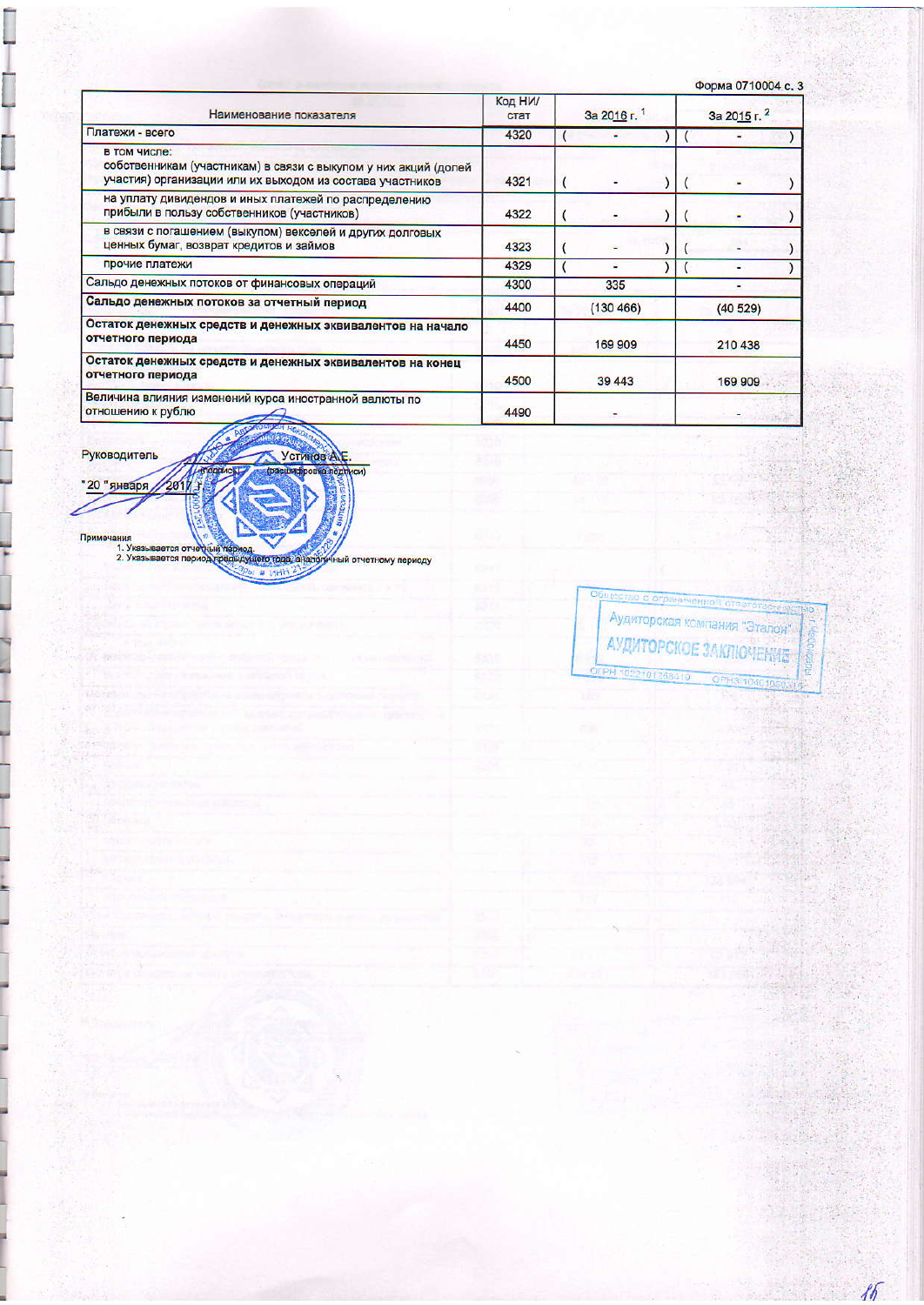Форма 0710004 с. 3

| Наименование показателя | Код НИ/стат | За 2016 г. [1] | За 2015 г. [2] |
|---|---|---|---|
| Платежи - всего | 4320 | ( - ) | ( - ) |
| в том числе: собственникам (участникам) в связи с выкупом у них акций (долей участия) организации или их выходом из состава участников | 4321 | ( - ) | ( - ) |
| на уплату дивидендов и иных платежей по распределению прибыли в пользу собственников (участников) | 4322 | ( - ) | ( - ) |
| в связи с погашением (выкупом) векселей и других долговых ценных бумаг, возврат кредитов и займов | 4323 | ( - ) | ( - ) |
| прочие платежи | 4329 | ( - ) | ( - ) |
| Сальдо денежных потоков от финансовых операций | 4300 | 335 | - |
| **Сальдо денежных потоков за отчетный период** | 4400 | (130 466) | (40 529) |
| **Остаток денежных средств и денежных эквивалентов на начало отчетного периода** | 4450 | 169 909 | 210 438 |
| **Остаток денежных средств и денежных эквивалентов на конец отчетного периода** | 4500 | 39 443 | 169 909 |
| Величина влияния изменений курса иностранной валюты по отношению к рублю | 4490 | - | - |

Руководитель _______ Устинов А.Е.
(подпись) (расшифровка подписи)

"20" января 2017 г.

Примечания
1. Указывается отчетный период.
2. Указывается период предыдущего года, аналогичный отчетному периоду

Общество с ограниченной ответственностью
Аудиторская компания "Эталон"
АУДИТОРСКОЕ ЗАКЛЮЧЕНИЕ
ОГРН 1022101268419 ОРНЗ 10401050316